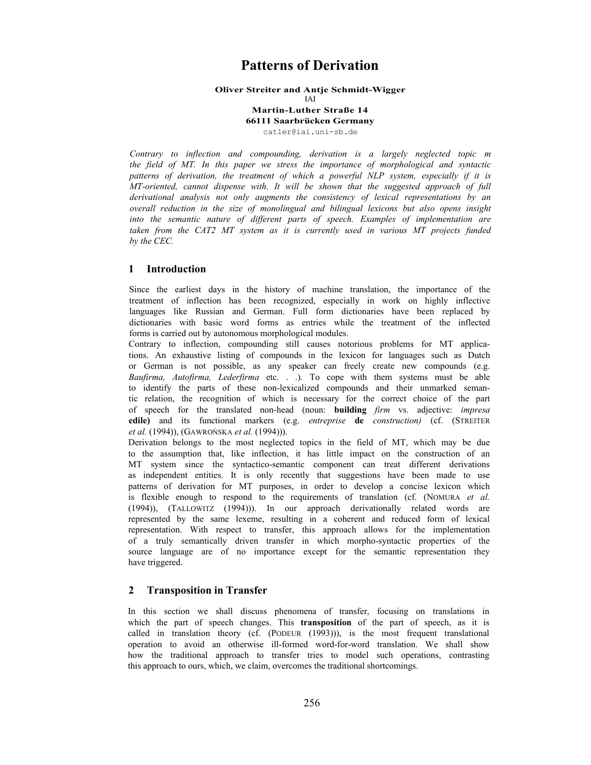# Patterns of Derivation

**Oliver Streiter and Antje Schmidt-Wigger**
IAI
**Martin-Luther Straße 14**
**66111 Saarbrücken Germany**
catler@iai.uni-sb.de

*Contrary to inflection and compounding, derivation is a largely neglected topic m the field of MT. In this paper we stress the importance of morphological and syntactic patterns of derivation, the treatment of which a powerful NLP system, especially if it is MT-oriented, cannot dispense with. It will be shown that the suggested approach of full derivational analysis not only augments the consistency of lexical representations by an overall reduction in the size of monolingual and bilingual lexicons but also opens insight into the semantic nature of different parts of speech. Examples of implementation are taken from the CAT2 MT system as it is currently used in various MT projects funded by the CEC.*

## 1 Introduction

Since the earliest days in the history of machine translation, the importance of the treatment of inflection has been recognized, especially in work on highly inflective languages like Russian and German. Full form dictionaries have been replaced by dictionaries with basic word forms as entries while the treatment of the inflected forms is carried out by autonomous morphological modules.

Contrary to inflection, compounding still causes notorious problems for MT applications. An exhaustive listing of compounds in the lexicon for languages such as Dutch or German is not possible, as any speaker can freely create new compounds (e.g. *Baufirma, Autofirma, Lederfirma* etc. . .). To cope with them systems must be able to identify the parts of these non-lexicalized compounds and their unmarked semantic relation, the recognition of which is necessary for the correct choice of the part of speech for the translated non-head (noun: **building** *firm* vs. adjective: *impresa* **edile)** and its functional markers (e.g. *entreprise* **de** *construction)* (cf. (STREITER *et al.* (1994)), (GAWROŃSKA *et al.* (1994))).

Derivation belongs to the most neglected topics in the field of MT, which may be due to the assumption that, like inflection, it has little impact on the construction of an MT system since the syntactico-semantic component can treat different derivations as independent entities. It is only recently that suggestions have been made to use patterns of derivation for MT purposes, in order to develop a concise lexicon which is flexible enough to respond to the requirements of translation (cf. (NOMURA *et al.* (1994)), (TALLOWITZ (1994))). In our approach derivationally related words are represented by the same lexeme, resulting in a coherent and reduced form of lexical representation. With respect to transfer, this approach allows for the implementation of a truly semantically driven transfer in which morpho-syntactic properties of the source language are of no importance except for the semantic representation they have triggered.

## 2 Transposition in Transfer

In this section we shall discuss phenomena of transfer, focusing on translations in which the part of speech changes. This **transposition** of the part of speech, as it is called in translation theory (cf. (PODEUR (1993))), is the most frequent translational operation to avoid an otherwise ill-formed word-for-word translation. We shall show how the traditional approach to transfer tries to model such operations, contrasting this approach to ours, which, we claim, overcomes the traditional shortcomings.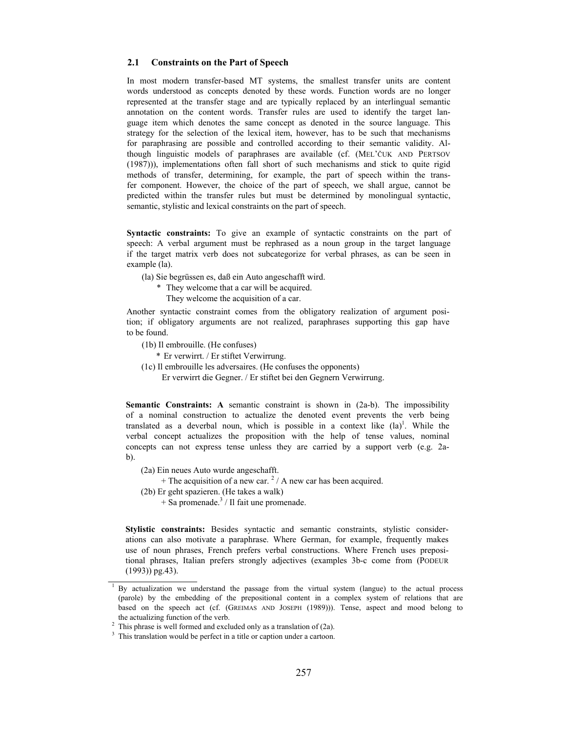### 2.1 Constraints on the Part of Speech

In most modern transfer-based MT systems, the smallest transfer units are content words understood as concepts denoted by these words. Function words are no longer represented at the transfer stage and are typically replaced by an interlingual semantic annotation on the content words. Transfer rules are used to identify the target language item which denotes the same concept as denoted in the source language. This strategy for the selection of the lexical item, however, has to be such that mechanisms for paraphrasing are possible and controlled according to their semantic validity. Although linguistic models of paraphrases are available (cf. (MEL'ČUK AND PERTSOV (1987))), implementations often fall short of such mechanisms and stick to quite rigid methods of transfer, determining, for example, the part of speech within the transfer component. However, the choice of the part of speech, we shall argue, cannot be predicted within the transfer rules but must be determined by monolingual syntactic, semantic, stylistic and lexical constraints on the part of speech.

**Syntactic constraints:** To give an example of syntactic constraints on the part of speech: A verbal argument must be rephrased as a noun group in the target language if the target matrix verb does not subcategorize for verbal phrases, as can be seen in example (la).

(la) Sie begrüssen es, daß ein Auto angeschafft wird.
  * They welcome that a car will be acquired.
  They welcome the acquisition of a car.

Another syntactic constraint comes from the obligatory realization of argument position; if obligatory arguments are not realized, paraphrases supporting this gap have to be found.

(1b) Il embrouille. (He confuses)
  * Er verwirrt. / Er stiftet Verwirrung.
(1c) Il embrouille les adversaires. (He confuses the opponents)
  Er verwirrt die Gegner. / Er stiftet bei den Gegnern Verwirrung.

**Semantic Constraints: A** semantic constraint is shown in (2a-b). The impossibility of a nominal construction to actualize the denoted event prevents the verb being translated as a deverbal noun, which is possible in a context like (la)[1]. While the verbal concept actualizes the proposition with the help of tense values, nominal concepts can not express tense unless they are carried by a support verb (e.g. 2a-b).

(2a) Ein neues Auto wurde angeschafft.
  + The acquisition of a new car. [2] / A new car has been acquired.
(2b) Er geht spazieren. (He takes a walk)
  + Sa promenade.[3] / Il fait une promenade.

**Stylistic constraints:** Besides syntactic and semantic constraints, stylistic considerations can also motivate a paraphrase. Where German, for example, frequently makes use of noun phrases, French prefers verbal constructions. Where French uses prepositional phrases, Italian prefers strongly adjectives (examples 3b-c come from (PODEUR (1993)) pg.43).

---

[1] By actualization we understand the passage from the virtual system (langue) to the actual process (parole) by the embedding of the prepositional content in a complex system of relations that are based on the speech act (cf. (GREIMAS AND JOSEPH (1989))). Tense, aspect and mood belong to the actualizing function of the verb.

[2] This phrase is well formed and excluded only as a translation of (2a).

[3] This translation would be perfect in a title or caption under a cartoon.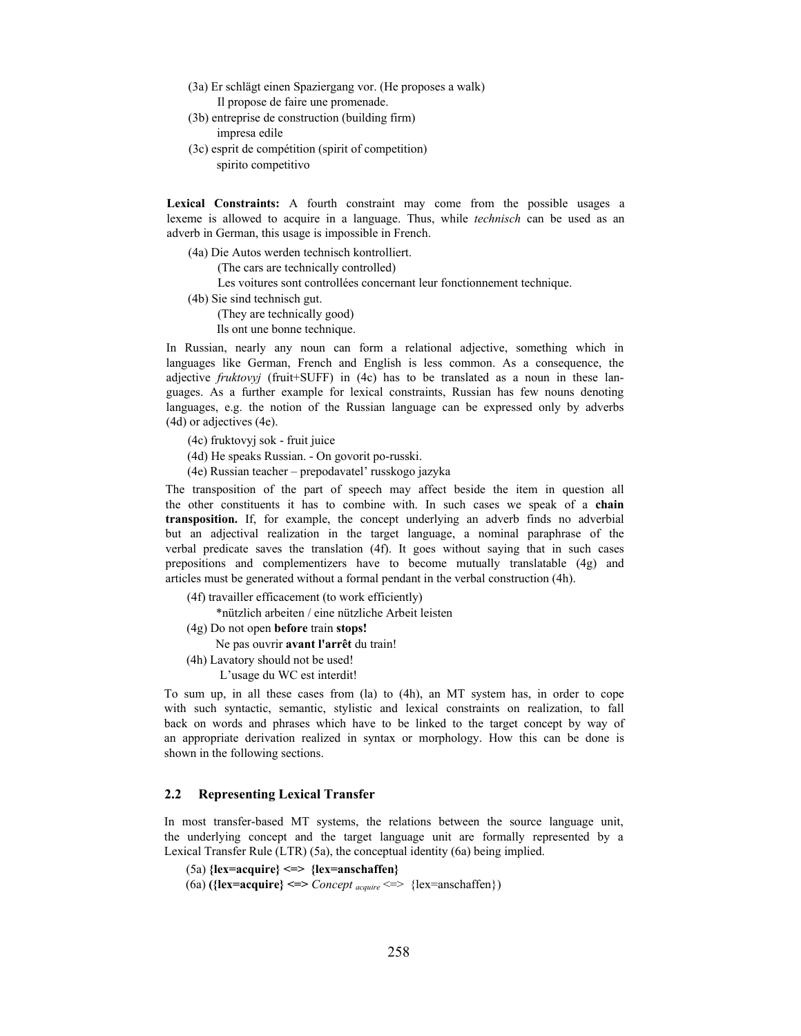(3a) Er schlägt einen Spaziergang vor. (He proposes a walk)
    Il propose de faire une promenade.
(3b) entreprise de construction (building firm)
    impresa edile
(3c) esprit de compétition (spirit of competition)
    spirito competitivo

**Lexical Constraints:** A fourth constraint may come from the possible usages a lexeme is allowed to acquire in a language. Thus, while *technisch* can be used as an adverb in German, this usage is impossible in French.

(4a) Die Autos werden technisch kontrolliert.
    (The cars are technically controlled)
    Les voitures sont controllées concernant leur fonctionnement technique.
(4b) Sie sind technisch gut.
    (They are technically good)
    Ils ont une bonne technique.

In Russian, nearly any noun can form a relational adjective, something which in languages like German, French and English is less common. As a consequence, the adjective *fruktovyj* (fruit+SUFF) in (4c) has to be translated as a noun in these languages. As a further example for lexical constraints, Russian has few nouns denoting languages, e.g. the notion of the Russian language can be expressed only by adverbs (4d) or adjectives (4e).

(4c) fruktovyj sok - fruit juice
(4d) He speaks Russian. - On govorit po-russki.
(4e) Russian teacher – prepodavatel' russkogo jazyka

The transposition of the part of speech may affect beside the item in question all the other constituents it has to combine with. In such cases we speak of a **chain transposition.** If, for example, the concept underlying an adverb finds no adverbial but an adjectival realization in the target language, a nominal paraphrase of the verbal predicate saves the translation (4f). It goes without saying that in such cases prepositions and complementizers have to become mutually translatable (4g) and articles must be generated without a formal pendant in the verbal construction (4h).

(4f) travailler efficacement (to work efficiently)
    *nützlich arbeiten / eine nützliche Arbeit leisten
(4g) Do not open **before** train **stops!**
    Ne pas ouvrir **avant l'arrêt** du train!
(4h) Lavatory should not be used!
    L'usage du WC est interdit!

To sum up, in all these cases from (la) to (4h), an MT system has, in order to cope with such syntactic, semantic, stylistic and lexical constraints on realization, to fall back on words and phrases which have to be linked to the target concept by way of an appropriate derivation realized in syntax or morphology. How this can be done is shown in the following sections.

## 2.2 Representing Lexical Transfer

In most transfer-based MT systems, the relations between the source language unit, the underlying concept and the target language unit are formally represented by a Lexical Transfer Rule (LTR) (5a), the conceptual identity (6a) being implied.

(5a) **{lex=acquire} <=> {lex=anschaffen}**
(6a) **({lex=acquire} <=>** *Concept* $_{acquire}$ <=> {lex=anschaffen})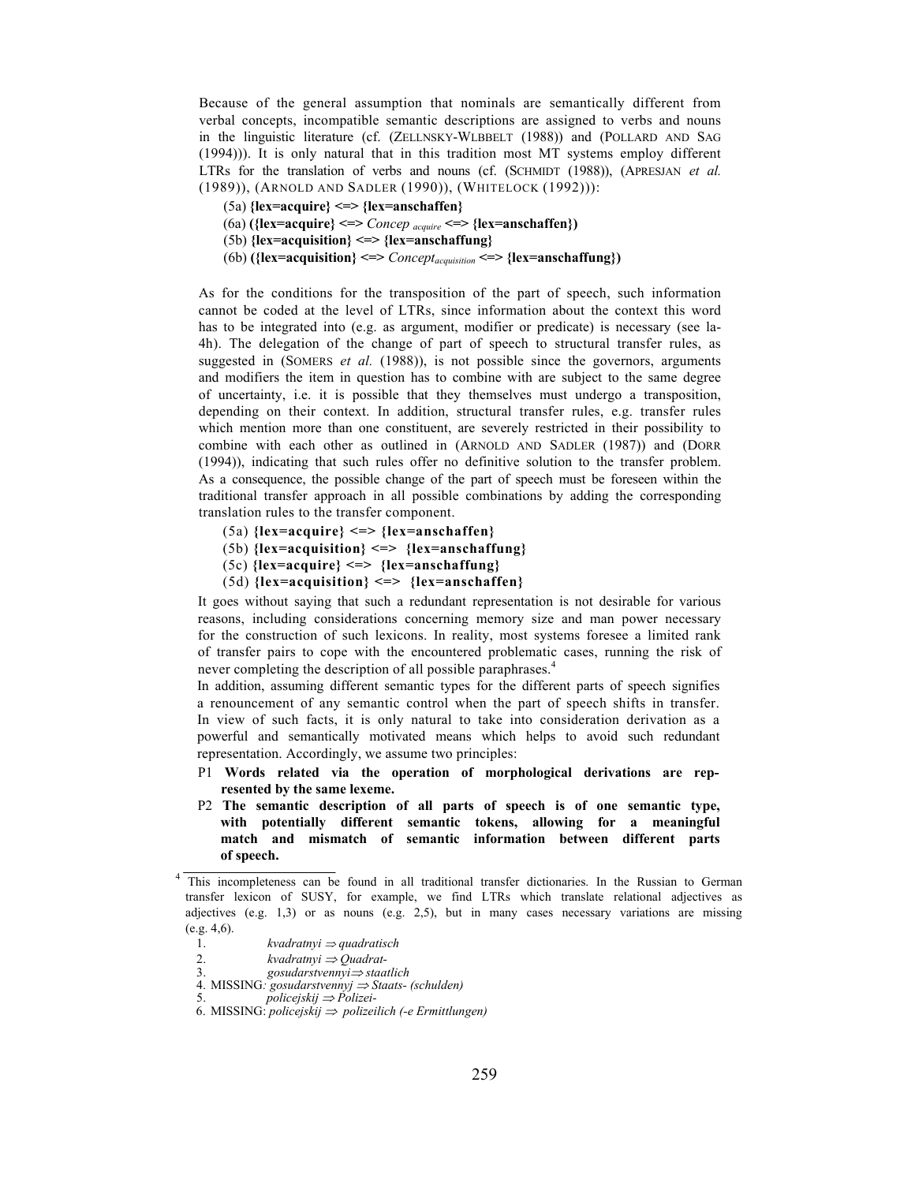Because of the general assumption that nominals are semantically different from verbal concepts, incompatible semantic descriptions are assigned to verbs and nouns in the linguistic literature (cf. (ZELLNSKY-WLBBELT (1988)) and (POLLARD AND SAG (1994))). It is only natural that in this tradition most MT systems employ different LTRs for the translation of verbs and nouns (cf. (SCHMIDT (1988)), (APRESJAN *et al.* (1989)), (ARNOLD AND SADLER (1990)), (WHITELOCK (1992))):

(5a) **{lex=acquire} <=> {lex=anschaffen}**

(6a) **({lex=acquire} <=>** *Concep* $_{acquire}$ **<=> {lex=anschaffen})**

(5b) **{lex=acquisition} <=> {lex=anschaffung}**

(6b) **({lex=acquisition} <=>** *Concept*$_{acquisition}$ **<=> {lex=anschaffung})**

As for the conditions for the transposition of the part of speech, such information cannot be coded at the level of LTRs, since information about the context this word has to be integrated into (e.g. as argument, modifier or predicate) is necessary (see la-4h). The delegation of the change of part of speech to structural transfer rules, as suggested in (SOMERS *et al.* (1988)), is not possible since the governors, arguments and modifiers the item in question has to combine with are subject to the same degree of uncertainty, i.e. it is possible that they themselves must undergo a transposition, depending on their context. In addition, structural transfer rules, e.g. transfer rules which mention more than one constituent, are severely restricted in their possibility to combine with each other as outlined in (ARNOLD AND SADLER (1987)) and (DORR (1994)), indicating that such rules offer no definitive solution to the transfer problem. As a consequence, the possible change of the part of speech must be foreseen within the traditional transfer approach in all possible combinations by adding the corresponding translation rules to the transfer component.

(5a) **{lex=acquire} <=> {lex=anschaffen}**

(5b) **{lex=acquisition} <=> {lex=anschaffung}**

(5c) **{lex=acquire} <=> {lex=anschaffung}**

(5d) **{lex=acquisition} <=> {lex=anschaffen}**

It goes without saying that such a redundant representation is not desirable for various reasons, including considerations concerning memory size and man power necessary for the construction of such lexicons. In reality, most systems foresee a limited rank of transfer pairs to cope with the encountered problematic cases, running the risk of never completing the description of all possible paraphrases.[4]

In addition, assuming different semantic types for the different parts of speech signifies a renouncement of any semantic control when the part of speech shifts in transfer. In view of such facts, it is only natural to take into consideration derivation as a powerful and semantically motivated means which helps to avoid such redundant representation. Accordingly, we assume two principles:

P1 **Words related via the operation of morphological derivations are represented by the same lexeme.**

P2 **The semantic description of all parts of speech is of one semantic type, with potentially different semantic tokens, allowing for a meaningful match and mismatch of semantic information between different parts of speech.**

---

[4] This incompleteness can be found in all traditional transfer dictionaries. In the Russian to German transfer lexicon of SUSY, for example, we find LTRs which translate relational adjectives as adjectives (e.g. 1,3) or as nouns (e.g. 2,5), but in many cases necessary variations are missing (e.g. 4,6).

1. *kvadratnyi* ⇒ *quadratisch*
2. *kvadratnyi* ⇒ *Quadrat-*
3. *gosudarstvennyi* ⇒ *staatlich*
4. MISSING*: gosudarstvennyj* ⇒ *Staats- (schulden)*
5. *policejskij* ⇒ *Polizei-*
6. MISSING: *policejskij* ⇒ *polizeilich (-e Ermittlungen)*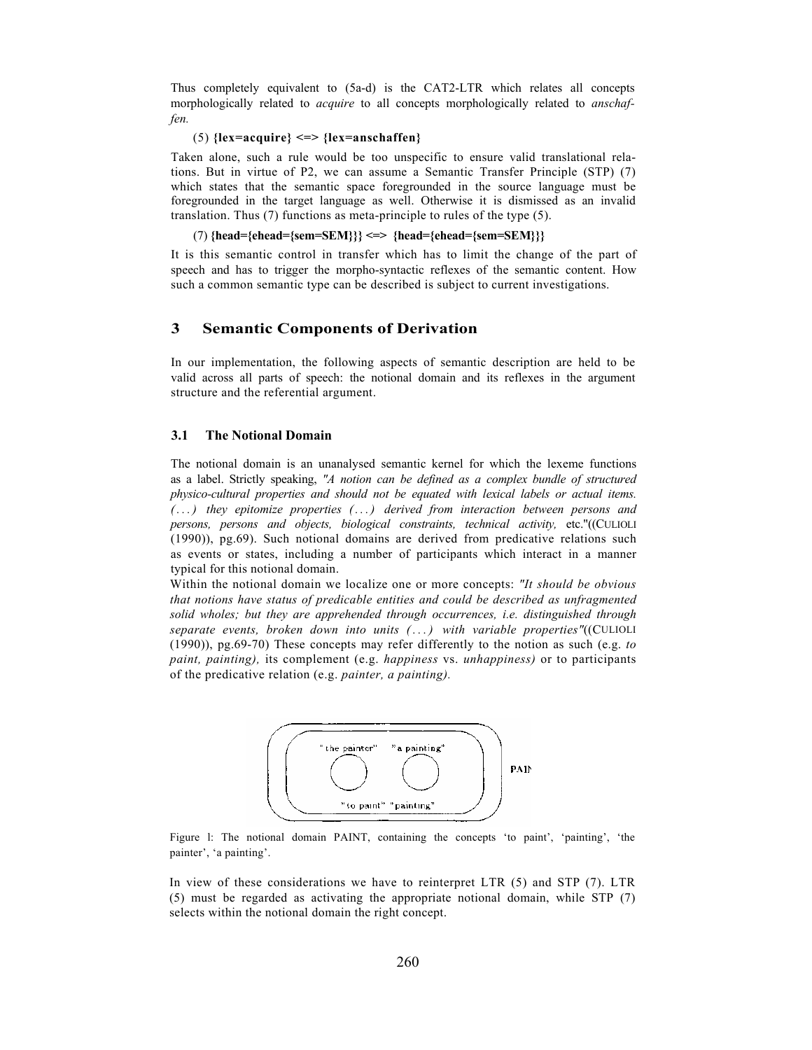Thus completely equivalent to (5a-d) is the CAT2-LTR which relates all concepts morphologically related to *acquire* to all concepts morphologically related to *anschaffen.*

(5) **{lex=acquire} <=> {lex=anschaffen}**

Taken alone, such a rule would be too unspecific to ensure valid translational relations. But in virtue of P2, we can assume a Semantic Transfer Principle (STP) (7) which states that the semantic space foregrounded in the source language must be foregrounded in the target language as well. Otherwise it is dismissed as an invalid translation. Thus (7) functions as meta-principle to rules of the type (5).

(7) **{head={ehead={sem=SEM}}} <=> {head={ehead={sem=SEM}}}**

It is this semantic control in transfer which has to limit the change of the part of speech and has to trigger the morpho-syntactic reflexes of the semantic content. How such a common semantic type can be described is subject to current investigations.

## 3 Semantic Components of Derivation

In our implementation, the following aspects of semantic description are held to be valid across all parts of speech: the notional domain and its reflexes in the argument structure and the referential argument.

### 3.1 The Notional Domain

The notional domain is an unanalysed semantic kernel for which the lexeme functions as a label. Strictly speaking, *"A notion can be defined as a complex bundle of structured physico-cultural properties and should not be equated with lexical labels or actual items. (...) they epitomize properties (...) derived from interaction between persons and persons, persons and objects, biological constraints, technical activity,* etc."((CULIOLI (1990)), pg.69). Such notional domains are derived from predicative relations such as events or states, including a number of participants which interact in a manner typical for this notional domain.

Within the notional domain we localize one or more concepts: *"It should be obvious that notions have status of predicable entities and could be described as unfragmented solid wholes; but they are apprehended through occurrences, i.e. distinguished through separate events, broken down into units (...) with variable properties"*((CULIOLI (1990)), pg.69-70) These concepts may refer differently to the notion as such (e.g. *to paint, painting),* its complement (e.g. *happiness* vs. *unhappiness)* or to participants of the predicative relation (e.g. *painter, a painting).*

Figure 1: The notional domain PAINT, containing the concepts 'to paint', 'painting', 'the painter', 'a painting'.

In view of these considerations we have to reinterpret LTR (5) and STP (7). LTR (5) must be regarded as activating the appropriate notional domain, while STP (7) selects within the notional domain the right concept.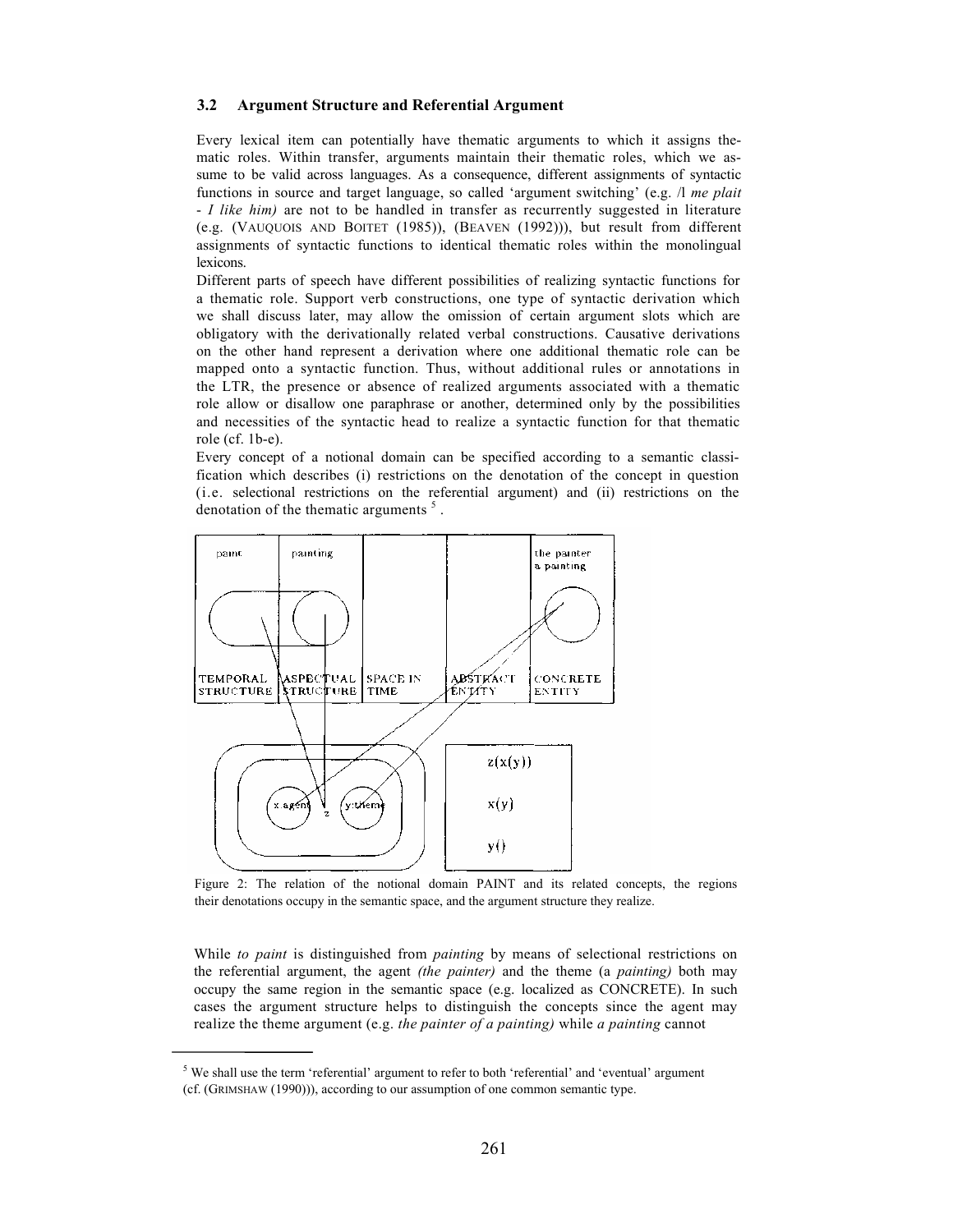### 3.2 Argument Structure and Referential Argument

Every lexical item can potentially have thematic arguments to which it assigns thematic roles. Within transfer, arguments maintain their thematic roles, which we assume to be valid across languages. As a consequence, different assignments of syntactic functions in source and target language, so called 'argument switching' (e.g. /l *me plait* - *I like him)* are not to be handled in transfer as recurrently suggested in literature (e.g. (VAUQUOIS AND BOITET (1985)), (BEAVEN (1992))), but result from different assignments of syntactic functions to identical thematic roles within the monolingual lexicons.

Different parts of speech have different possibilities of realizing syntactic functions for a thematic role. Support verb constructions, one type of syntactic derivation which we shall discuss later, may allow the omission of certain argument slots which are obligatory with the derivationally related verbal constructions. Causative derivations on the other hand represent a derivation where one additional thematic role can be mapped onto a syntactic function. Thus, without additional rules or annotations in the LTR, the presence or absence of realized arguments associated with a thematic role allow or disallow one paraphrase or another, determined only by the possibilities and necessities of the syntactic head to realize a syntactic function for that thematic role (cf. 1b-e).

Every concept of a notional domain can be specified according to a semantic classification which describes (i) restrictions on the denotation of the concept in question (i.e. selectional restrictions on the referential argument) and (ii) restrictions on the denotation of the thematic arguments [5].

Figure 2: The relation of the notional domain PAINT and its related concepts, the regions their denotations occupy in the semantic space, and the argument structure they realize.

While *to paint* is distinguished from *painting* by means of selectional restrictions on the referential argument, the agent *(the painter)* and the theme (a *painting)* both may occupy the same region in the semantic space (e.g. localized as CONCRETE). In such cases the argument structure helps to distinguish the concepts since the agent may realize the theme argument (e.g. *the painter of a painting)* while *a painting* cannot

[5] We shall use the term 'referential' argument to refer to both 'referential' and 'eventual' argument (cf. (GRIMSHAW (1990))), according to our assumption of one common semantic type.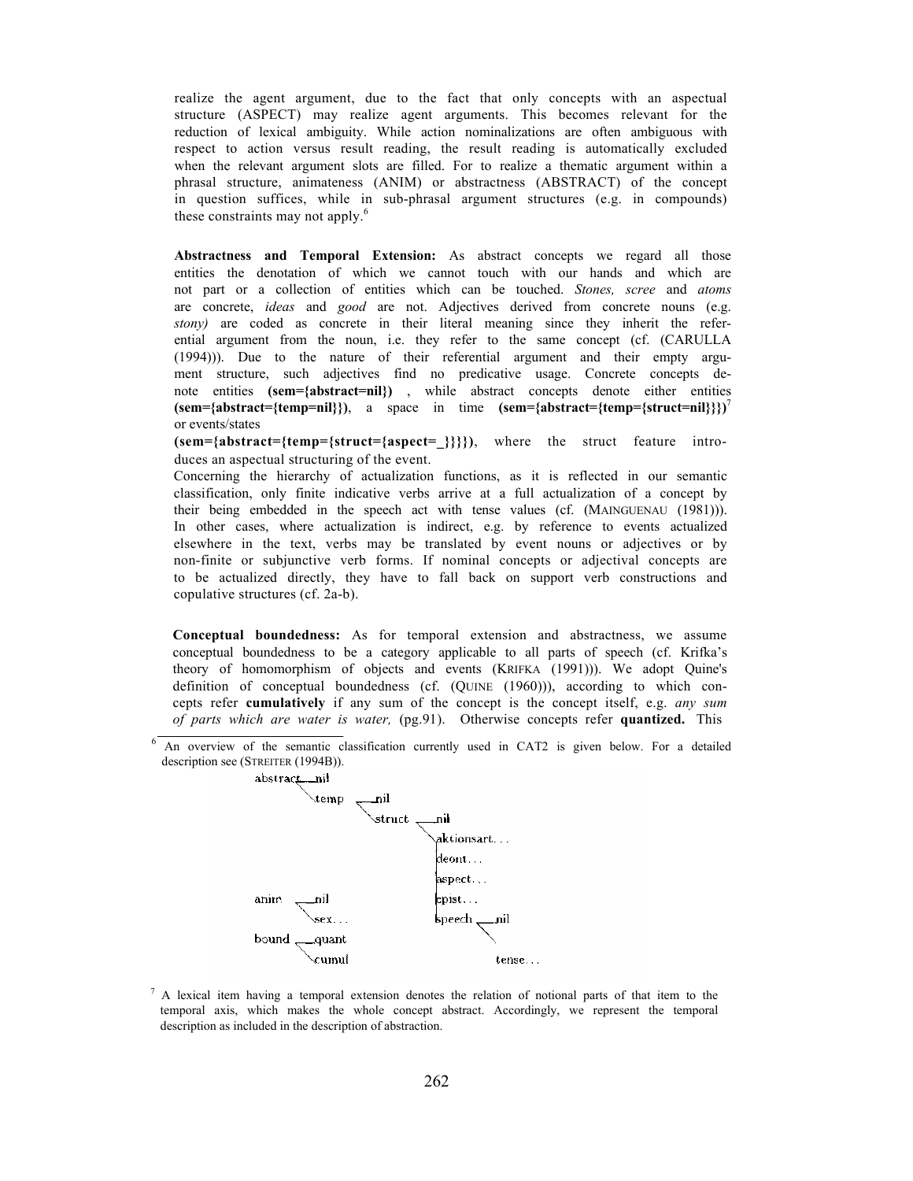realize the agent argument, due to the fact that only concepts with an aspectual structure (ASPECT) may realize agent arguments. This becomes relevant for the reduction of lexical ambiguity. While action nominalizations are often ambiguous with respect to action versus result reading, the result reading is automatically excluded when the relevant argument slots are filled. For to realize a thematic argument within a phrasal structure, animateness (ANIM) or abstractness (ABSTRACT) of the concept in question suffices, while in sub-phrasal argument structures (e.g. in compounds) these constraints may not apply.[6]

**Abstractness and Temporal Extension:** As abstract concepts we regard all those entities the denotation of which we cannot touch with our hands and which are not part or a collection of entities which can be touched. *Stones, scree* and *atoms* are concrete, *ideas* and *good* are not. Adjectives derived from concrete nouns (e.g. *stony)* are coded as concrete in their literal meaning since they inherit the referential argument from the noun, i.e. they refer to the same concept (cf. (CARULLA (1994))). Due to the nature of their referential argument and their empty argument structure, such adjectives find no predicative usage. Concrete concepts denote entities **(sem={abstract=nil})** , while abstract concepts denote either entities **(sem={abstract={temp=nil}})**, a space in time **(sem={abstract={temp={struct=nil}}})**[7] or events/states **(sem={abstract={temp={struct={aspect=_}}}})**, where the struct feature introduces an aspectual structuring of the event.

Concerning the hierarchy of actualization functions, as it is reflected in our semantic classification, only finite indicative verbs arrive at a full actualization of a concept by their being embedded in the speech act with tense values (cf. (MAINGUENAU (1981))). In other cases, where actualization is indirect, e.g. by reference to events actualized elsewhere in the text, verbs may be translated by event nouns or adjectives or by non-finite or subjunctive verb forms. If nominal concepts or adjectival concepts are to be actualized directly, they have to fall back on support verb constructions and copulative structures (cf. 2a-b).

**Conceptual boundedness:** As for temporal extension and abstractness, we assume conceptual boundedness to be a category applicable to all parts of speech (cf. Krifka's theory of homomorphism of objects and events (KRIFKA (1991))). We adopt Quine's definition of conceptual boundedness (cf. (QUINE (1960))), according to which concepts refer **cumulatively** if any sum of the concept is the concept itself, e.g. *any sum of parts which are water is water,* (pg.91). Otherwise concepts refer **quantized.** This

---

[6] An overview of the semantic classification currently used in CAT2 is given below. For a detailed description see (STREITER (1994B)).

```
abstract __nil
   \temp __nil
         \struct __nil
                 \aktionsart...
                  deont...
                  aspect...
anim __nil        epist...
   \sex...        speech __nil
bound __quant            \
   \cumul                 tense...
```

[7] A lexical item having a temporal extension denotes the relation of notional parts of that item to the temporal axis, which makes the whole concept abstract. Accordingly, we represent the temporal description as included in the description of abstraction.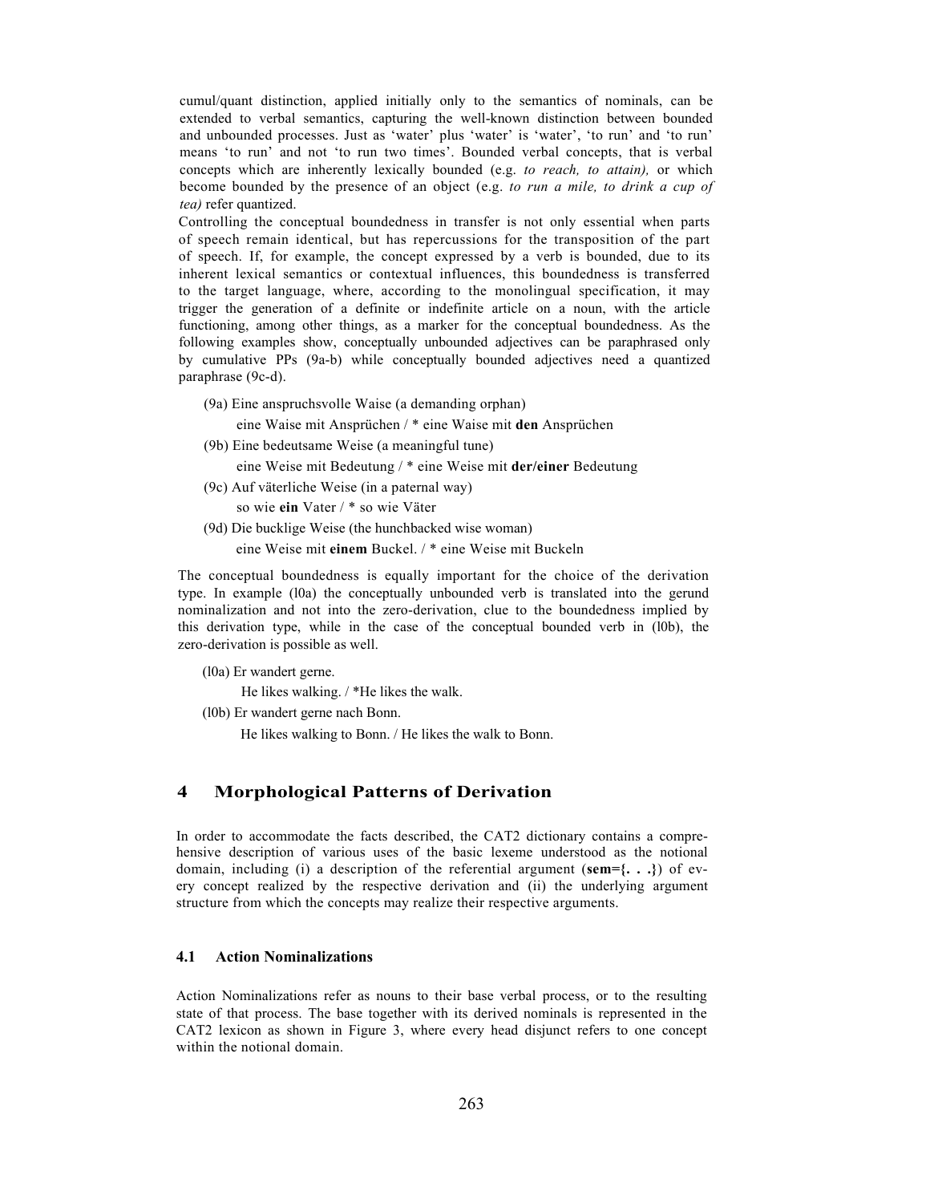cumul/quant distinction, applied initially only to the semantics of nominals, can be extended to verbal semantics, capturing the well-known distinction between bounded and unbounded processes. Just as 'water' plus 'water' is 'water', 'to run' and 'to run' means 'to run' and not 'to run two times'. Bounded verbal concepts, that is verbal concepts which are inherently lexically bounded (e.g. *to reach, to attain),* or which become bounded by the presence of an object (e.g. *to run a mile, to drink a cup of tea)* refer quantized.

Controlling the conceptual boundedness in transfer is not only essential when parts of speech remain identical, but has repercussions for the transposition of the part of speech. If, for example, the concept expressed by a verb is bounded, due to its inherent lexical semantics or contextual influences, this boundedness is transferred to the target language, where, according to the monolingual specification, it may trigger the generation of a definite or indefinite article on a noun, with the article functioning, among other things, as a marker for the conceptual boundedness. As the following examples show, conceptually unbounded adjectives can be paraphrased only by cumulative PPs (9a-b) while conceptually bounded adjectives need a quantized paraphrase (9c-d).

(9a) Eine anspruchsvolle Waise (a demanding orphan)

eine Waise mit Ansprüchen / * eine Waise mit **den** Ansprüchen

(9b) Eine bedeutsame Weise (a meaningful tune)

eine Weise mit Bedeutung / * eine Weise mit **der/einer** Bedeutung

(9c) Auf väterliche Weise (in a paternal way)

so wie **ein** Vater / * so wie Väter

(9d) Die bucklige Weise (the hunchbacked wise woman)

eine Weise mit **einem** Buckel. / * eine Weise mit Buckeln

The conceptual boundedness is equally important for the choice of the derivation type. In example (l0a) the conceptually unbounded verb is translated into the gerund nominalization and not into the zero-derivation, clue to the boundedness implied by this derivation type, while in the case of the conceptual bounded verb in (l0b), the zero-derivation is possible as well.

(l0a) Er wandert gerne.

He likes walking. / *He likes the walk.

(l0b) Er wandert gerne nach Bonn.

He likes walking to Bonn. / He likes the walk to Bonn.

## 4 Morphological Patterns of Derivation

In order to accommodate the facts described, the CAT2 dictionary contains a comprehensive description of various uses of the basic lexeme understood as the notional domain, including (i) a description of the referential argument (**sem={. . .}**) of every concept realized by the respective derivation and (ii) the underlying argument structure from which the concepts may realize their respective arguments.

### 4.1 Action Nominalizations

Action Nominalizations refer as nouns to their base verbal process, or to the resulting state of that process. The base together with its derived nominals is represented in the CAT2 lexicon as shown in Figure 3, where every head disjunct refers to one concept within the notional domain.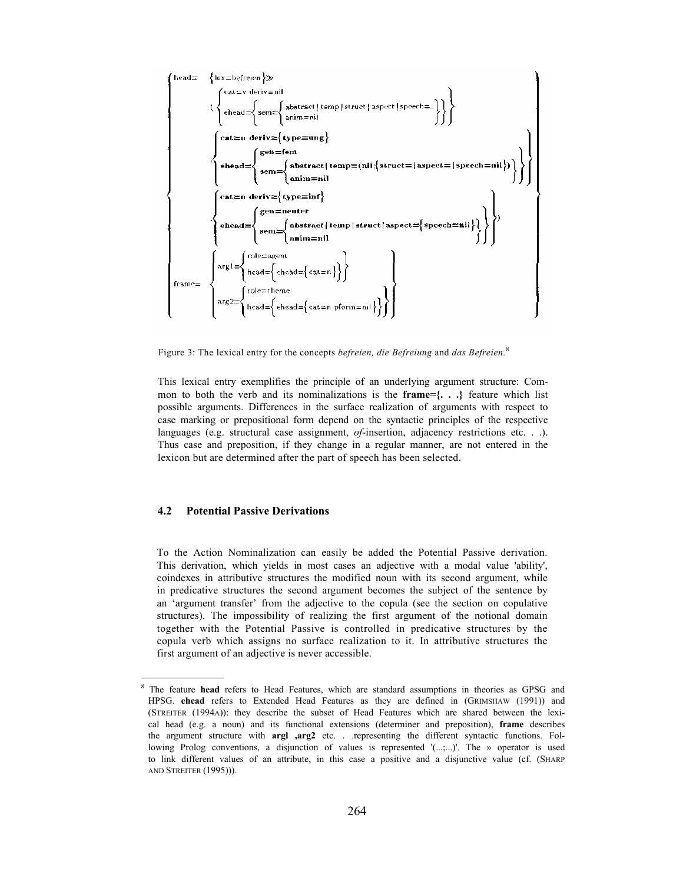```
head=   {lex=befreien} »
        ( { cat=v deriv=nil
            ehead={ sem={ abstract | temp | struct | aspect | speech=_
                          anim=nil } } }
        ; { cat=n deriv={type=ung}
            ehead={ gen=fem
                    sem={ abstract | temp=(nil;{struct= | aspect= | speech=nil})
                          anim=nil } } }
        ; { cat=n deriv={type=inf}
            ehead={ gen=neuter
                    sem={ abstract | temp | struct | aspect={speech=nil}
                          anim=nil } } } )
frame=  { arg1={ role=agent
                 head={ ehead={cat=n} } }
          arg2={ role=theme
                 head={ ehead={cat=n pform=nil} } } }
```

Figure 3: The lexical entry for the concepts *befreien, die Befreiung* and *das Befreien*.[8]

This lexical entry exemplifies the principle of an underlying argument structure: Common to both the verb and its nominalizations is the **frame={. . .}** feature which list possible arguments. Differences in the surface realization of arguments with respect to case marking or prepositional form depend on the syntactic principles of the respective languages (e.g. structural case assignment, *of*-insertion, adjacency restrictions etc. . .). Thus case and preposition, if they change in a regular manner, are not entered in the lexicon but are determined after the part of speech has been selected.

### 4.2 Potential Passive Derivations

To the Action Nominalization can easily be added the Potential Passive derivation. This derivation, which yields in most cases an adjective with a modal value 'ability', coindexes in attributive structures the modified noun with its second argument, while in predicative structures the second argument becomes the subject of the sentence by an 'argument transfer' from the adjective to the copula (see the section on copulative structures). The impossibility of realizing the first argument of the notional domain together with the Potential Passive is controlled in predicative structures by the copula verb which assigns no surface realization to it. In attributive structures the first argument of an adjective is never accessible.

[8] The feature **head** refers to Head Features, which are standard assumptions in theories as GPSG and HPSG. **ehead** refers to Extended Head Features as they are defined in (GRIMSHAW (1991)) and (STREITER (1994A)): they describe the subset of Head Features which are shared between the lexical head (e.g. a noun) and its functional extensions (determiner and preposition), **frame** describes the argument structure with **argl ,arg2** etc. . .representing the different syntactic functions. Following Prolog conventions, a disjunction of values is represented '(...;...)'. The » operator is used to link different values of an attribute, in this case a positive and a disjunctive value (cf. (SHARP AND STREITER (1995))).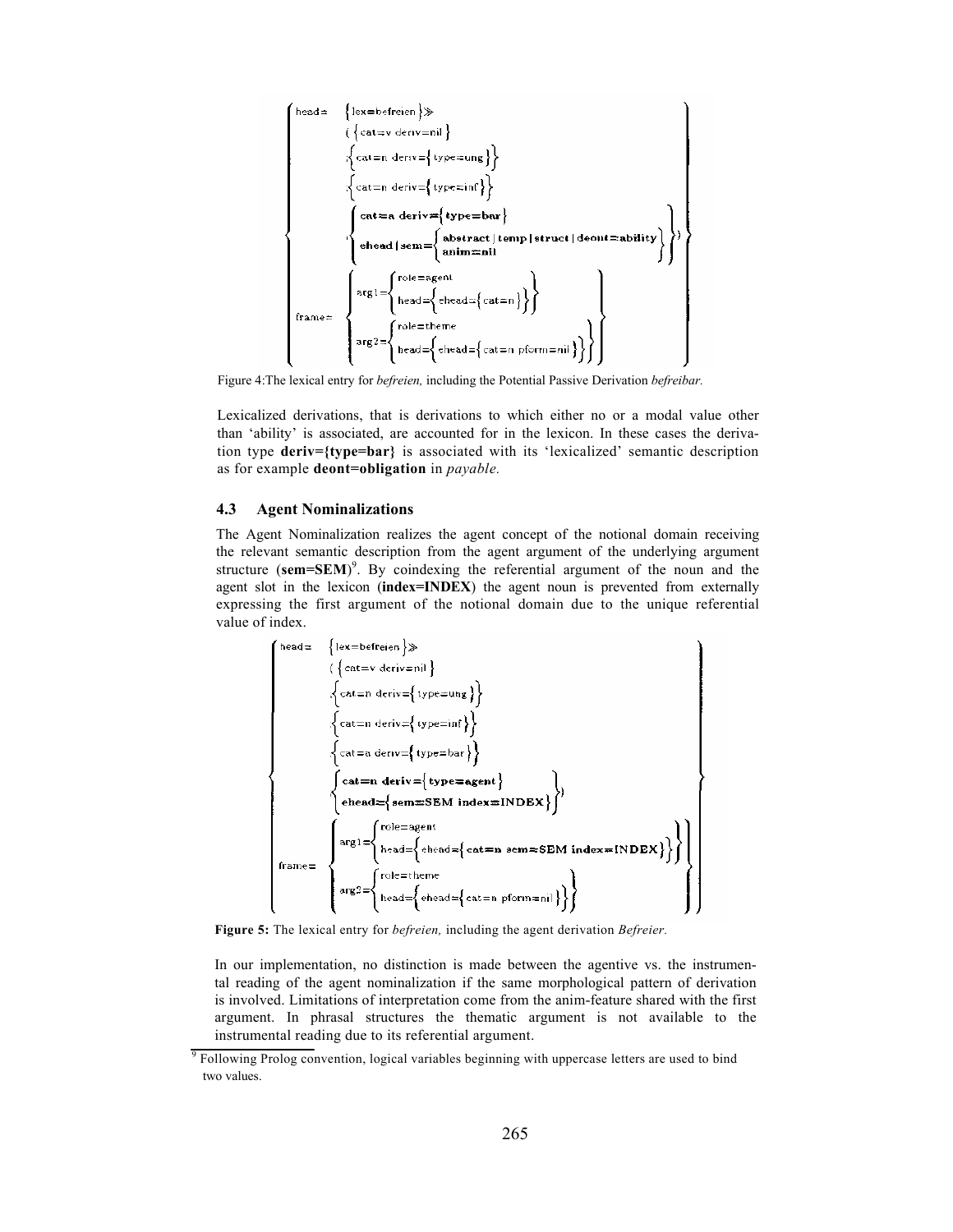```
head=   {lex=befreien}≫
        ( {cat=v deriv=nil}
        ;{cat=n deriv={type=ung}}
        ;{cat=n deriv={type=inf}}
        ;{ cat=a deriv={type=bar}
           ehead|sem={ abstract|temp|struct|deont=ability
                       anim=nil } } )
frame=  { arg1={ role=agent
                 head={ehead={cat=n}} }
          arg2={ role=theme
                 head={ehead={cat=n pform=nil}} } }
```

Figure 4:The lexical entry for *befreien,* including the Potential Passive Derivation *befreibar.*

Lexicalized derivations, that is derivations to which either no or a modal value other than 'ability' is associated, are accounted for in the lexicon. In these cases the derivation type **deriv={type=bar}** is associated with its 'lexicalized' semantic description as for example **deont=obligation** in *payable.*

### 4.3 Agent Nominalizations

The Agent Nominalization realizes the agent concept of the notional domain receiving the relevant semantic description from the agent argument of the underlying argument structure (**sem=SEM**)[9]. By coindexing the referential argument of the noun and the agent slot in the lexicon (**index=INDEX**) the agent noun is prevented from externally expressing the first argument of the notional domain due to the unique referential value of index.

```
head=   {lex=befreien}≫
        ( {cat=v deriv=nil}
        ;{cat=n deriv={type=ung}}
        ;{cat=n deriv={type=inf}}
        ;{cat=a deriv={type=bar}}
        ;{ cat=n deriv={type=agent}
           ehead={sem=SEM index=INDEX} } )
frame=  { arg1={ role=agent
                 head={ehead={cat=n sem=SEM index=INDEX}} }
          arg2={ role=theme
                 head={ehead={cat=n pform=nil}} } }
```

**Figure 5:** The lexical entry for *befreien,* including the agent derivation *Befreier.*

In our implementation, no distinction is made between the agentive vs. the instrumental reading of the agent nominalization if the same morphological pattern of derivation is involved. Limitations of interpretation come from the anim-feature shared with the first argument. In phrasal structures the thematic argument is not available to the instrumental reading due to its referential argument.

[9] Following Prolog convention, logical variables beginning with uppercase letters are used to bind two values.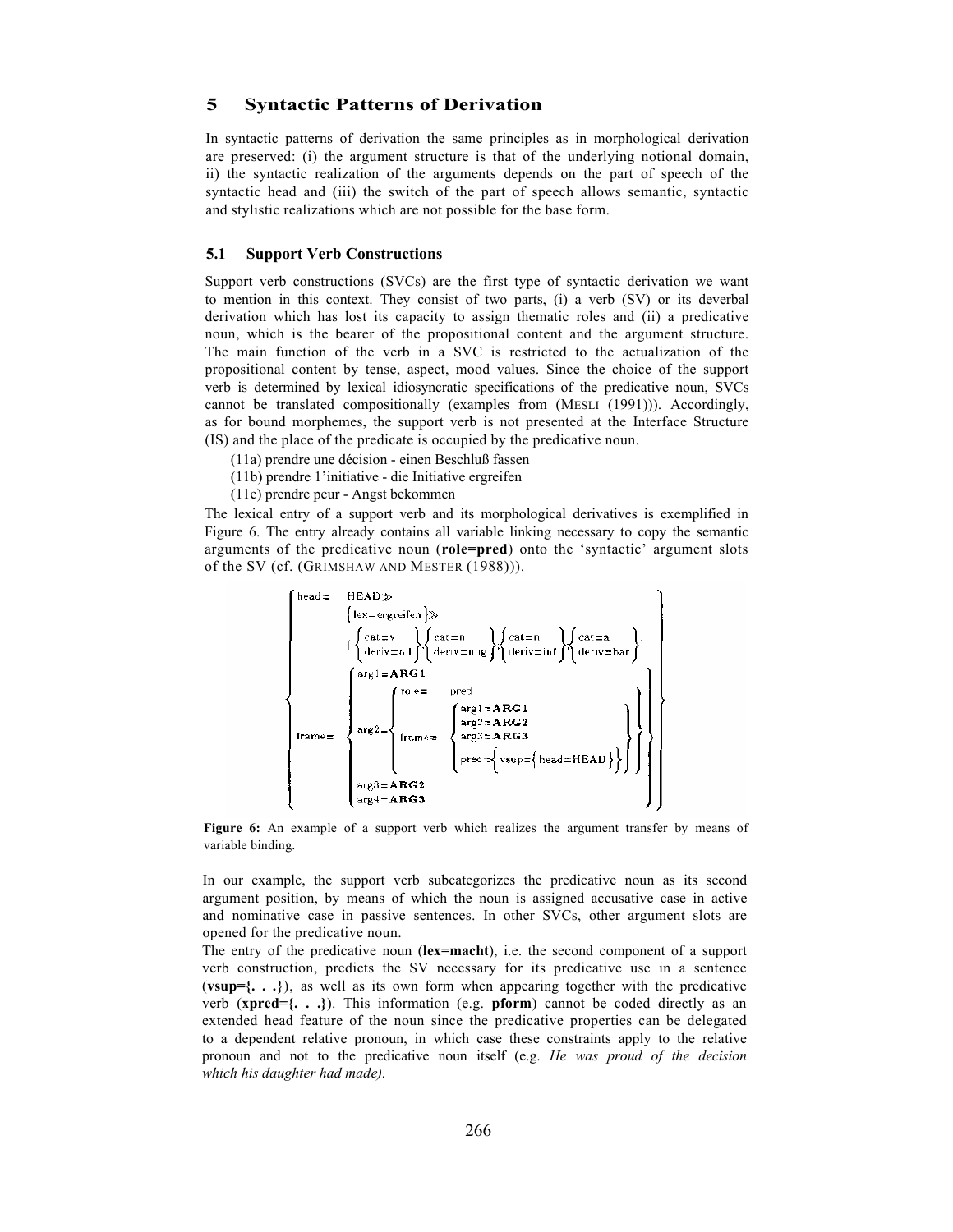## 5 Syntactic Patterns of Derivation

In syntactic patterns of derivation the same principles as in morphological derivation are preserved: (i) the argument structure is that of the underlying notional domain, ii) the syntactic realization of the arguments depends on the part of speech of the syntactic head and (iii) the switch of the part of speech allows semantic, syntactic and stylistic realizations which are not possible for the base form.

### 5.1 Support Verb Constructions

Support verb constructions (SVCs) are the first type of syntactic derivation we want to mention in this context. They consist of two parts, (i) a verb (SV) or its deverbal derivation which has lost its capacity to assign thematic roles and (ii) a predicative noun, which is the bearer of the propositional content and the argument structure. The main function of the verb in a SVC is restricted to the actualization of the propositional content by tense, aspect, mood values. Since the choice of the support verb is determined by lexical idiosyncratic specifications of the predicative noun, SVCs cannot be translated compositionally (examples from (MESLI (1991))). Accordingly, as for bound morphemes, the support verb is not presented at the Interface Structure (IS) and the place of the predicate is occupied by the predicative noun.

(11a) prendre une décision - einen Beschluß fassen
(11b) prendre l'initiative - die Initiative ergreifen
(11e) prendre peur - Angst bekommen

The lexical entry of a support verb and its morphological derivatives is exemplified in Figure 6. The entry already contains all variable linking necessary to copy the semantic arguments of the predicative noun (**role=pred**) onto the 'syntactic' argument slots of the SV (cf. (GRIMSHAW AND MESTER (1988))).

```
{ head = HEAD≫
         {lex=ergreifen}≫
         {{cat=v, deriv=nil}, {cat=n, deriv=ung}, {cat=n, deriv=inf}, {cat=a, deriv=bar}}
  frame = { arg1=ARG1
            arg2={ role=   pred
                   frame= { arg1=ARG1
                            arg2=ARG2
                            arg3=ARG3
                            pred={vsup={head=HEAD}} } }
            arg3=ARG2
            arg4=ARG3 } }
```

**Figure 6:** An example of a support verb which realizes the argument transfer by means of variable binding.

In our example, the support verb subcategorizes the predicative noun as its second argument position, by means of which the noun is assigned accusative case in active and nominative case in passive sentences. In other SVCs, other argument slots are opened for the predicative noun.

The entry of the predicative noun (**lex=macht**), i.e. the second component of a support verb construction, predicts the SV necessary for its predicative use in a sentence (**vsup={. . .}**), as well as its own form when appearing together with the predicative verb (**xpred={. . .}**). This information (e.g. **pform**) cannot be coded directly as an extended head feature of the noun since the predicative properties can be delegated to a dependent relative pronoun, in which case these constraints apply to the relative pronoun and not to the predicative noun itself (e.g. *He was proud of the decision which his daughter had made).*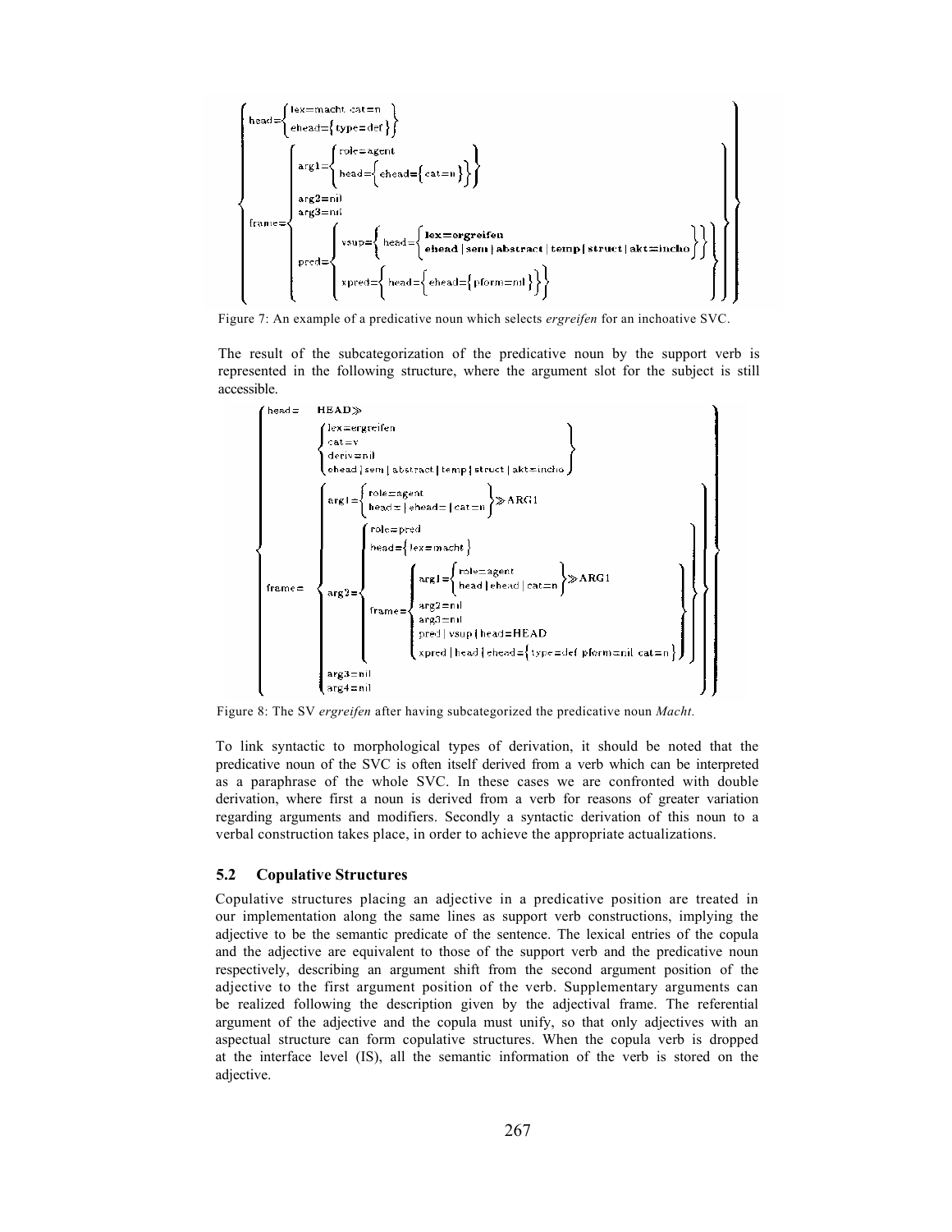```
{ head={ lex=macht cat=n
         ehead={ type=def } }
  frame={ arg1={ role=agent
                 head={ ehead={ cat=n } } }
          arg2=nil
          arg3=nil
          pred={ vsup={ head={ lex=ergreifen
                               ehead | sem | abstract | temp | struct | akt=incho } }
                 xpred={ head={ ehead={ pform=nil } } } } } }
```

Figure 7: An example of a predicative noun which selects *ergreifen* for an inchoative SVC.

The result of the subcategorization of the predicative noun by the support verb is represented in the following structure, where the argument slot for the subject is still accessible.

```
{ head=  HEAD≫
         { lex=ergreifen
           cat=v
           deriv=nil
           ehead | sem | abstract | temp | struct | akt=incho }
  frame= { arg1={ role=agent
                  head= | ehead= | cat=n } ≫ARG1
           arg2={ role=pred
                  head={ lex=macht }
                  frame={ arg1={ role=agent
                                 head | ehead | cat=n } ≫ARG1
                          arg2=nil
                          arg3=nil
                          pred | vsup | head=HEAD
                          xpred | head | ehead={ type=def pform=nil cat=n } } }
           arg3=nil
           arg4=nil } }
```

Figure 8: The SV *ergreifen* after having subcategorized the predicative noun *Macht*.

To link syntactic to morphological types of derivation, it should be noted that the predicative noun of the SVC is often itself derived from a verb which can be interpreted as a paraphrase of the whole SVC. In these cases we are confronted with double derivation, where first a noun is derived from a verb for reasons of greater variation regarding arguments and modifiers. Secondly a syntactic derivation of this noun to a verbal construction takes place, in order to achieve the appropriate actualizations.

### 5.2 Copulative Structures

Copulative structures placing an adjective in a predicative position are treated in our implementation along the same lines as support verb constructions, implying the adjective to be the semantic predicate of the sentence. The lexical entries of the copula and the adjective are equivalent to those of the support verb and the predicative noun respectively, describing an argument shift from the second argument position of the adjective to the first argument position of the verb. Supplementary arguments can be realized following the description given by the adjectival frame. The referential argument of the adjective and the copula must unify, so that only adjectives with an aspectual structure can form copulative structures. When the copula verb is dropped at the interface level (IS), all the semantic information of the verb is stored on the adjective.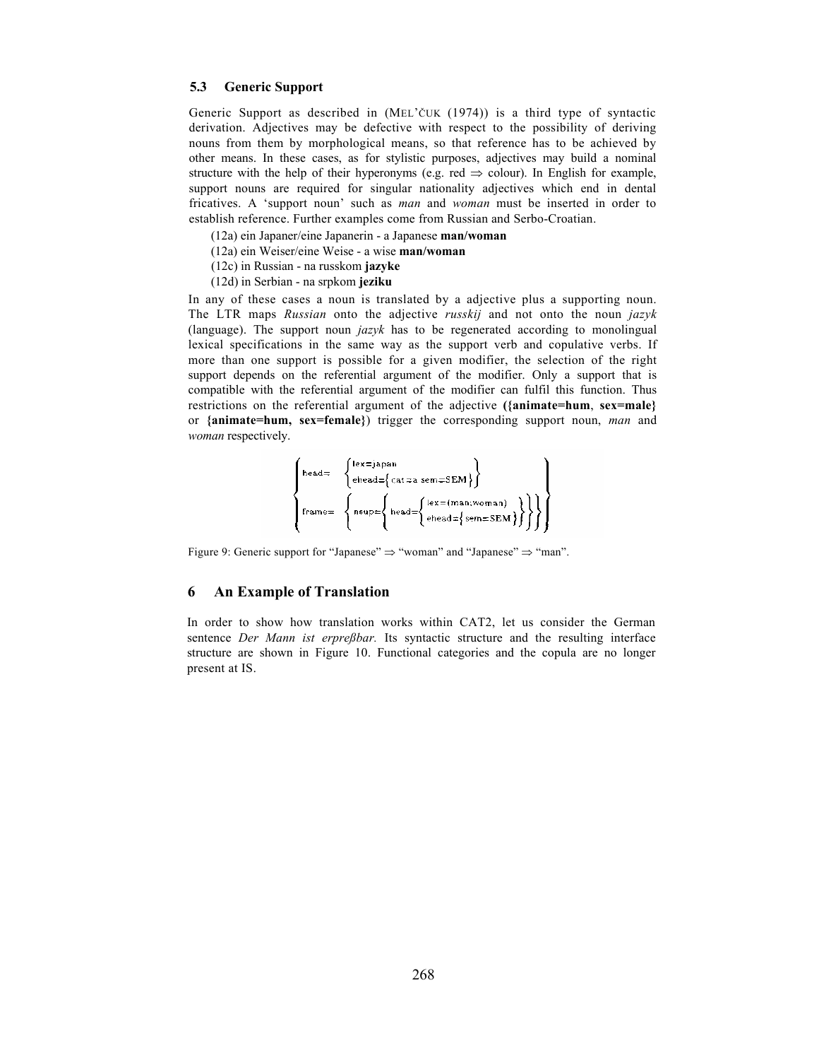### 5.3 Generic Support

Generic Support as described in (MEL'ČUK (1974)) is a third type of syntactic derivation. Adjectives may be defective with respect to the possibility of deriving nouns from them by morphological means, so that reference has to be achieved by other means. In these cases, as for stylistic purposes, adjectives may build a nominal structure with the help of their hyperonyms (e.g. red ⇒ colour). In English for example, support nouns are required for singular nationality adjectives which end in dental fricatives. A 'support noun' such as *man* and *woman* must be inserted in order to establish reference. Further examples come from Russian and Serbo-Croatian.

(12a) ein Japaner/eine Japanerin - a Japanese **man/woman**

(12a) ein Weiser/eine Weise - a wise **man/woman**

(12c) in Russian - na russkom **jazyke**

(12d) in Serbian - na srpkom **jeziku**

In any of these cases a noun is translated by a adjective plus a supporting noun. The LTR maps *Russian* onto the adjective *russkij* and not onto the noun *jazyk* (language). The support noun *jazyk* has to be regenerated according to monolingual lexical specifications in the same way as the support verb and copulative verbs. If more than one support is possible for a given modifier, the selection of the right support depends on the referential argument of the modifier. Only a support that is compatible with the referential argument of the modifier can fulfil this function. Thus restrictions on the referential argument of the adjective (**{animate=hum**, **sex=male}** or **{animate=hum, sex=female}**) trigger the corresponding support noun, *man* and *woman* respectively.

$$\left\{\begin{array}{l} \text{head}= \left\{\begin{array}{l}\text{lex=japan}\\ \text{ehead}=\{\text{cat=a sem=SEM}\}\end{array}\right\} \\ \text{frame}= \left\{\text{nsup}=\left\{\text{head}=\left\{\begin{array}{l}\text{lex=(man;woman)}\\ \text{ehead}=\{\text{sem=SEM}\}\end{array}\right\}\right\}\right\}\end{array}\right\}$$

Figure 9: Generic support for "Japanese" ⇒ "woman" and "Japanese" ⇒ "man".

## 6 An Example of Translation

In order to show how translation works within CAT2, let us consider the German sentence *Der Mann ist erpreßbar.* Its syntactic structure and the resulting interface structure are shown in Figure 10. Functional categories and the copula are no longer present at IS.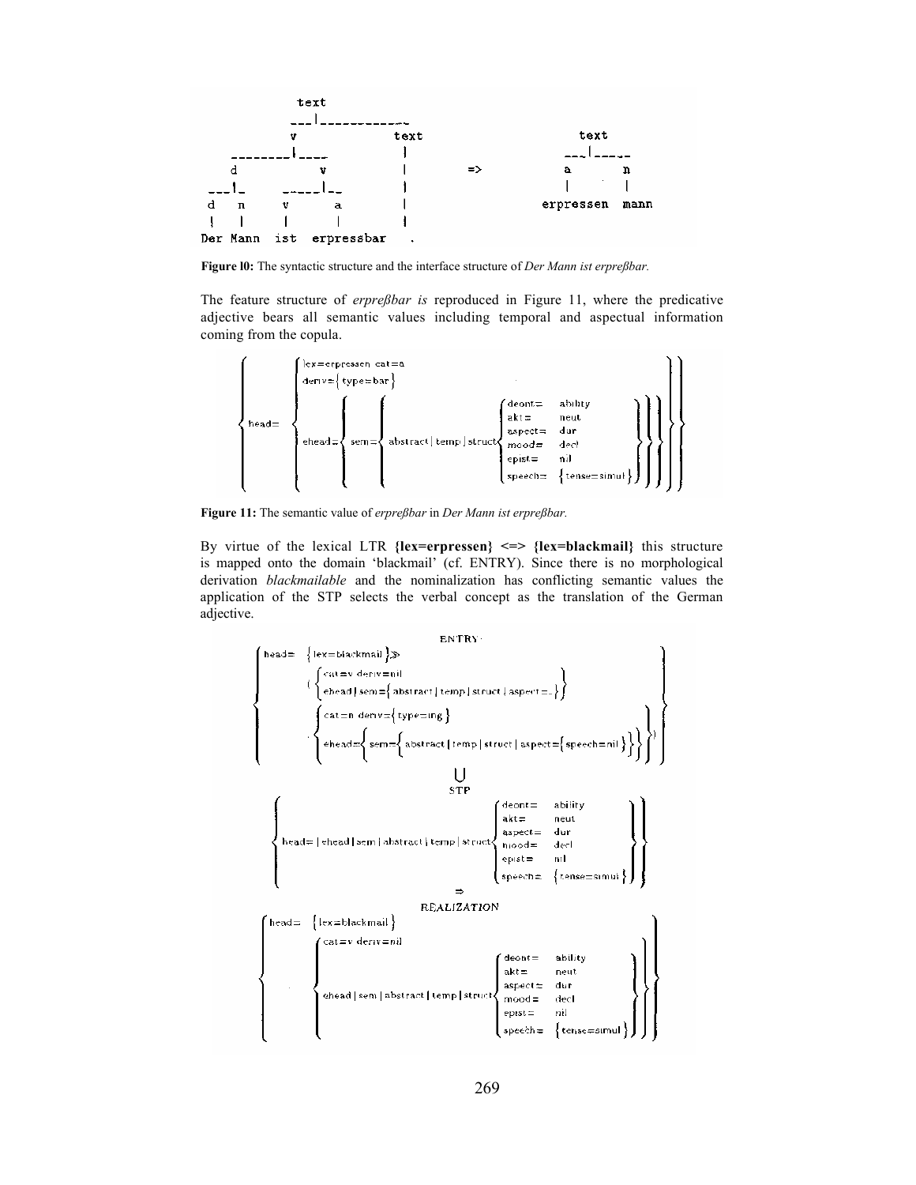```
              text
           ___|___________
           v             text
   ________|____          |
   d            v         |        =>        text
___|_     _____|__        |               ___|____
d   n     v       a       |               a       n
|   |     |       |       |               |       |
Der Mann  ist  erpressbar .            erpressen  mann
```

**Figure l0:** The syntactic structure and the interface structure of *Der Mann ist erpreßbar.*

The feature structure of *erpreßbar is* reproduced in Figure 11, where the predicative adjective bears all semantic values including temporal and aspectual information coming from the copula.

```
{ head= { lex=erpressen cat=a
          deriv={ type=bar }
          ehead={ sem={ abstract|temp|struct{ deont=   ability
                                              akt=     neut
                                              aspect=  dur
                                              mood=    decl
                                              epist=   nil
                                              speech=  { tense=simul } } } } } }
```

**Figure 11:** The semantic value of *erpreßbar* in *Der Mann ist erpreßbar.*

By virtue of the lexical LTR **{lex=erpressen} <=> {lex=blackmail}** this structure is mapped onto the domain 'blackmail' (cf. ENTRY). Since there is no morphological derivation *blackmailable* and the nominalization has conflicting semantic values the application of the STP selects the verbal concept as the translation of the German adjective.

```
ENTRY
{ head= { lex=blackmail } >>
        ( { cat=v deriv=nil
            ehead|sem={ abstract|temp|struct|aspect=_ } }
          { cat=n deriv={ type=ing }
            ehead={ sem={ abstract|temp|struct|aspect={ speech=nil } } } } ) }

                              ∪
STP
{ head=|ehead|sem|abstract|temp|struct{ deont=   ability
                                        akt=     neut
                                        aspect=  dur
                                        mood=    decl
                                        epist=   nil
                                        speech=  { tense=simul } } }

                              ⇒
REALIZATION
{ head= { lex=blackmail }
        { cat=v deriv=nil
          ehead|sem|abstract|temp|struct{ deont=   ability
                                          akt=     neut
                                          aspect=  dur
                                          mood=    decl
                                          epist=   nil
                                          speech=  { tense=simul } } } }
```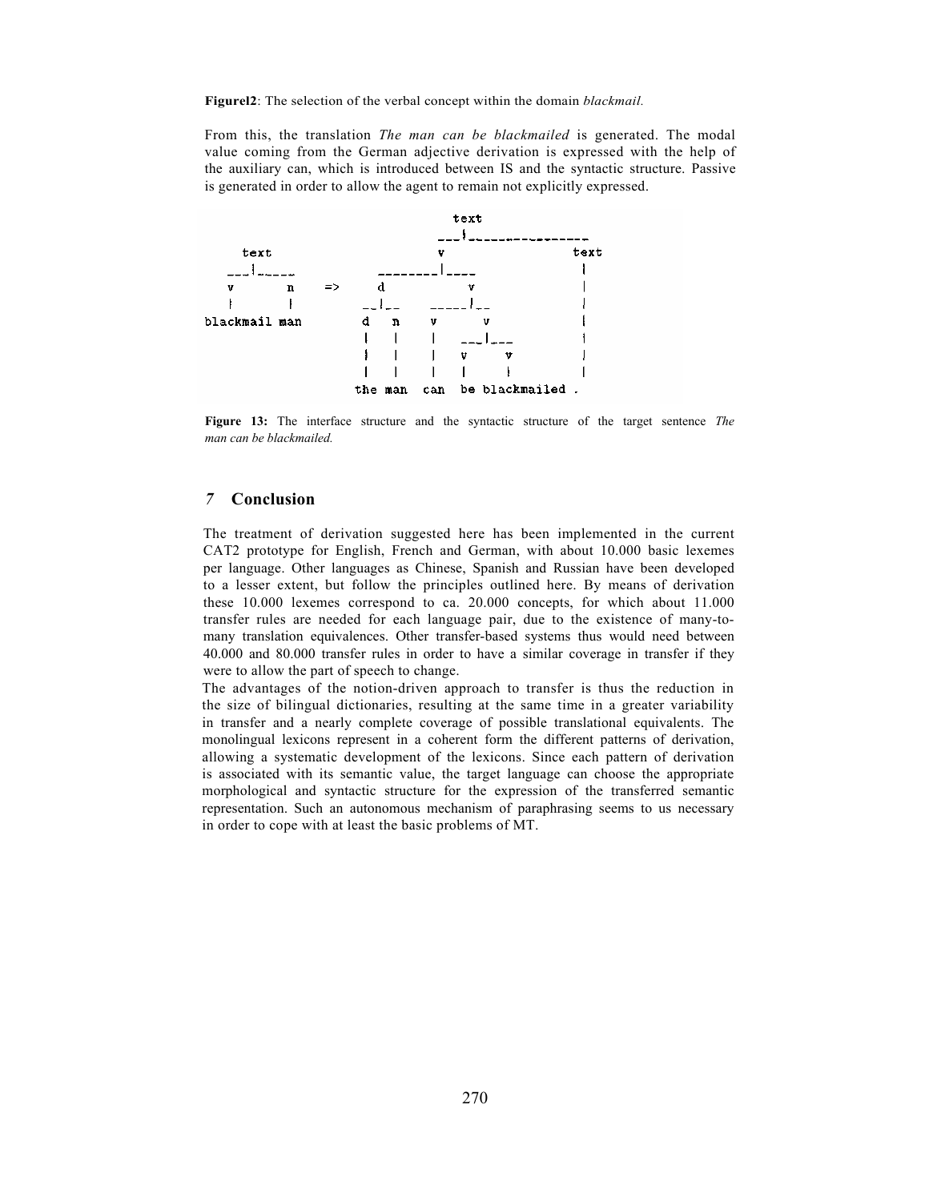**Figurel2**: The selection of the verbal concept within the domain *blackmail.*

From this, the translation *The man can be blackmailed* is generated. The modal value coming from the German adjective derivation is expressed with the help of the auxiliary can, which is introduced between IS and the syntactic structure. Passive is generated in order to allow the agent to remain not explicitly expressed.

```
                                          text
                                    ___|________________
    text                                  v                 text
 ___|_____                     ________|____                |
  v      n      =>        d              v                  |
  |      |               __|__      _____|__                |
blackmail man            d    n     v       v               |
                         |    |     |    ___|___            |
                         |    |     |    v     v            |
                         |    |     |    |     |            |
                        the man    can   be blackmailed     .
```

**Figure 13:** The interface structure and the syntactic structure of the target sentence *The man can be blackmailed.*

## 7 Conclusion

The treatment of derivation suggested here has been implemented in the current CAT2 prototype for English, French and German, with about 10.000 basic lexemes per language. Other languages as Chinese, Spanish and Russian have been developed to a lesser extent, but follow the principles outlined here. By means of derivation these 10.000 lexemes correspond to ca. 20.000 concepts, for which about 11.000 transfer rules are needed for each language pair, due to the existence of many-to-many translation equivalences. Other transfer-based systems thus would need between 40.000 and 80.000 transfer rules in order to have a similar coverage in transfer if they were to allow the part of speech to change.

The advantages of the notion-driven approach to transfer is thus the reduction in the size of bilingual dictionaries, resulting at the same time in a greater variability in transfer and a nearly complete coverage of possible translational equivalents. The monolingual lexicons represent in a coherent form the different patterns of derivation, allowing a systematic development of the lexicons. Since each pattern of derivation is associated with its semantic value, the target language can choose the appropriate morphological and syntactic structure for the expression of the transferred semantic representation. Such an autonomous mechanism of paraphrasing seems to us necessary in order to cope with at least the basic problems of MT.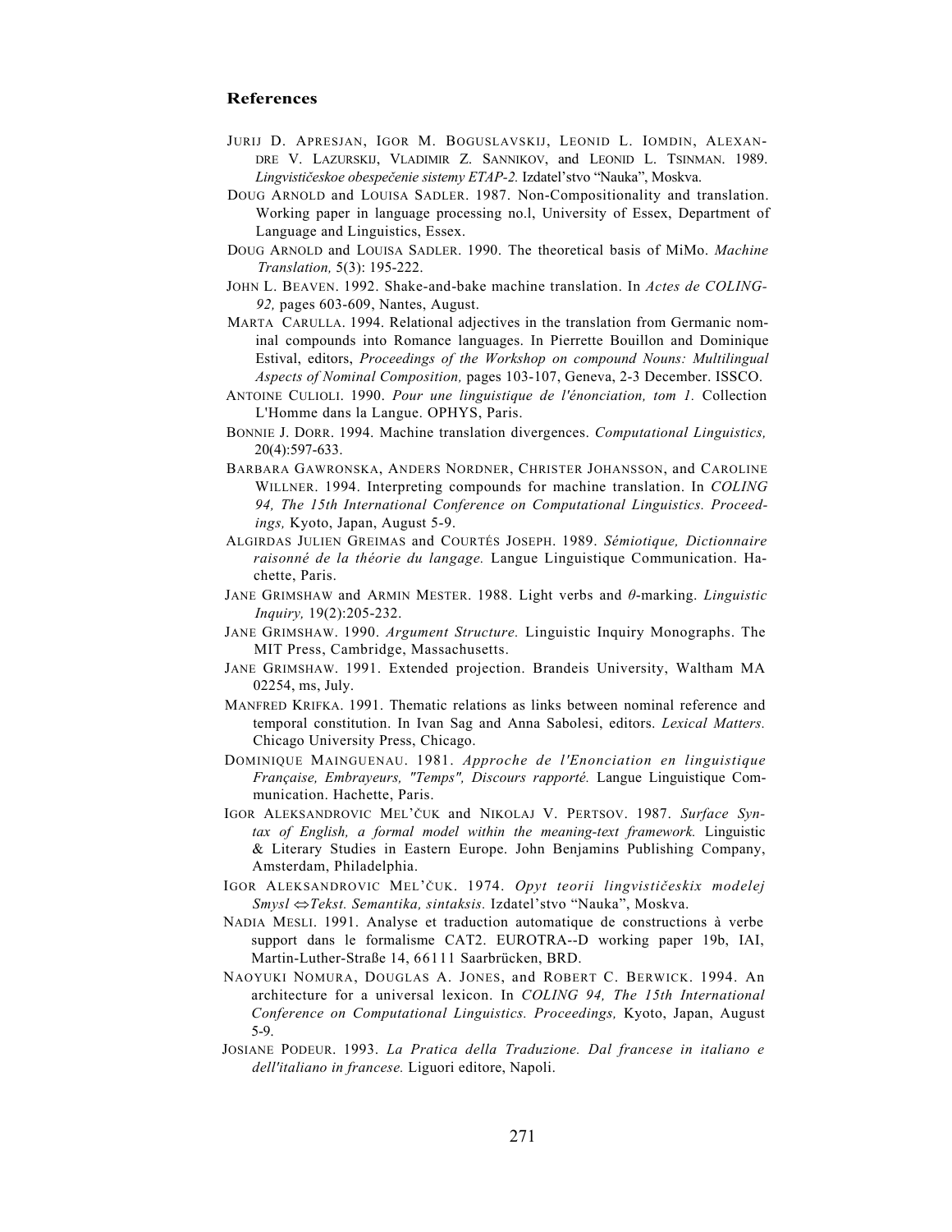## References

JURIJ D. APRESJAN, IGOR M. BOGUSLAVSKIJ, LEONID L. IOMDIN, ALEXANDRE V. LAZURSKIJ, VLADIMIR Z. SANNIKOV, and LEONID L. TSINMAN. 1989. *Lingvističeskoe obespečenie sistemy ETAP-2.* Izdatel'stvo "Nauka", Moskva.

DOUG ARNOLD and LOUISA SADLER. 1987. Non-Compositionality and translation. Working paper in language processing no.l, University of Essex, Department of Language and Linguistics, Essex.

DOUG ARNOLD and LOUISA SADLER. 1990. The theoretical basis of MiMo. *Machine Translation,* 5(3): 195-222.

JOHN L. BEAVEN. 1992. Shake-and-bake machine translation. In *Actes de COLING-92,* pages 603-609, Nantes, August.

MARTA CARULLA. 1994. Relational adjectives in the translation from Germanic nominal compounds into Romance languages. In Pierrette Bouillon and Dominique Estival, editors, *Proceedings of the Workshop on compound Nouns: Multilingual Aspects of Nominal Composition,* pages 103-107, Geneva, 2-3 December. ISSCO.

ANTOINE CULIOLI. 1990. *Pour une linguistique de l'énonciation, tom 1.* Collection L'Homme dans la Langue. OPHYS, Paris.

BONNIE J. DORR. 1994. Machine translation divergences. *Computational Linguistics,* 20(4):597-633.

BARBARA GAWRONSKA, ANDERS NORDNER, CHRISTER JOHANSSON, and CAROLINE WILLNER. 1994. Interpreting compounds for machine translation. In *COLING 94, The 15th International Conference on Computational Linguistics. Proceedings,* Kyoto, Japan, August 5-9.

ALGIRDAS JULIEN GREIMAS and COURTÉS JOSEPH. 1989. *Sémiotique, Dictionnaire raisonné de la théorie du langage.* Langue Linguistique Communication. Hachette, Paris.

JANE GRIMSHAW and ARMIN MESTER. 1988. Light verbs and $\theta$-marking. *Linguistic Inquiry,* 19(2):205-232.

JANE GRIMSHAW. 1990. *Argument Structure.* Linguistic Inquiry Monographs. The MIT Press, Cambridge, Massachusetts.

JANE GRIMSHAW. 1991. Extended projection. Brandeis University, Waltham MA 02254, ms, July.

MANFRED KRIFKA. 1991. Thematic relations as links between nominal reference and temporal constitution. In Ivan Sag and Anna Sabolesi, editors. *Lexical Matters.* Chicago University Press, Chicago.

DOMINIQUE MAINGUENAU. 1981. *Approche de l'Enonciation en linguistique Française, Embrayeurs, "Temps", Discours rapporté.* Langue Linguistique Communication. Hachette, Paris.

IGOR ALEKSANDROVIC MEL'ČUK and NIKOLAJ V. PERTSOV. 1987. *Surface Syntax of English, a formal model within the meaning-text framework.* Linguistic & Literary Studies in Eastern Europe. John Benjamins Publishing Company, Amsterdam, Philadelphia.

IGOR ALEKSANDROVIC MEL'ČUK. 1974. *Opyt teorii lingvističeskix modelej Smysl ⇔Tekst. Semantika, sintaksis.* Izdatel'stvo "Nauka", Moskva.

NADIA MESLI. 1991. Analyse et traduction automatique de constructions à verbe support dans le formalisme CAT2. EUROTRA--D working paper 19b, IAI, Martin-Luther-Straße 14, 66111 Saarbrücken, BRD.

NAOYUKI NOMURA, DOUGLAS A. JONES, and ROBERT C. BERWICK. 1994. An architecture for a universal lexicon. In *COLING 94, The 15th International Conference on Computational Linguistics. Proceedings,* Kyoto, Japan, August 5-9.

JOSIANE PODEUR. 1993. *La Pratica della Traduzione. Dal francese in italiano e dell'italiano in francese.* Liguori editore, Napoli.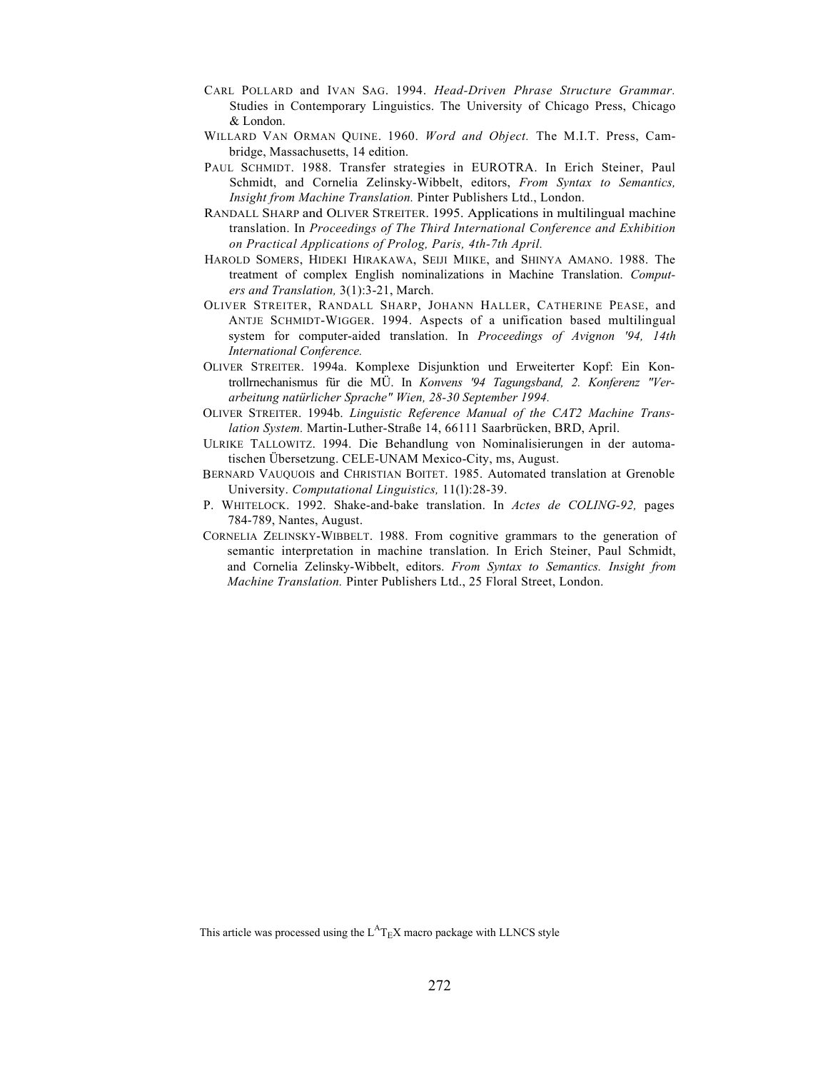CARL POLLARD and IVAN SAG. 1994. *Head-Driven Phrase Structure Grammar.* Studies in Contemporary Linguistics. The University of Chicago Press, Chicago & London.

WILLARD VAN ORMAN QUINE. 1960. *Word and Object.* The M.I.T. Press, Cambridge, Massachusetts, 14 edition.

PAUL SCHMIDT. 1988. Transfer strategies in EUROTRA. In Erich Steiner, Paul Schmidt, and Cornelia Zelinsky-Wibbelt, editors, *From Syntax to Semantics, Insight from Machine Translation.* Pinter Publishers Ltd., London.

RANDALL SHARP and OLIVER STREITER. 1995. Applications in multilingual machine translation. In *Proceedings of The Third International Conference and Exhibition on Practical Applications of Prolog, Paris, 4th-7th April.*

HAROLD SOMERS, HIDEKI HIRAKAWA, SEIJI MIIKE, and SHINYA AMANO. 1988. The treatment of complex English nominalizations in Machine Translation. *Computers and Translation,* 3(1):3-21, March.

OLIVER STREITER, RANDALL SHARP, JOHANN HALLER, CATHERINE PEASE, and ANTJE SCHMIDT-WIGGER. 1994. Aspects of a unification based multilingual system for computer-aided translation. In *Proceedings of Avignon '94, 14th International Conference.*

OLIVER STREITER. 1994a. Komplexe Disjunktion und Erweiterter Kopf: Ein Kontrollrnechanismus für die MÜ. In *Konvens '94 Tagungsband, 2. Konferenz "Verarbeitung natürlicher Sprache" Wien, 28-30 September 1994.*

OLIVER STREITER. 1994b. *Linguistic Reference Manual of the CAT2 Machine Translation System.* Martin-Luther-Straße 14, 66111 Saarbrücken, BRD, April.

ULRIKE TALLOWITZ. 1994. Die Behandlung von Nominalisierungen in der automatischen Übersetzung. CELE-UNAM Mexico-City, ms, August.

BERNARD VAUQUOIS and CHRISTIAN BOITET. 1985. Automated translation at Grenoble University. *Computational Linguistics,* 11(l):28-39.

P. WHITELOCK. 1992. Shake-and-bake translation. In *Actes de COLING-92,* pages 784-789, Nantes, August.

CORNELIA ZELINSKY-WIBBELT. 1988. From cognitive grammars to the generation of semantic interpretation in machine translation. In Erich Steiner, Paul Schmidt, and Cornelia Zelinsky-Wibbelt, editors. *From Syntax to Semantics. Insight from Machine Translation.* Pinter Publishers Ltd., 25 Floral Street, London.

This article was processed using the LATEX macro package with LLNCS style